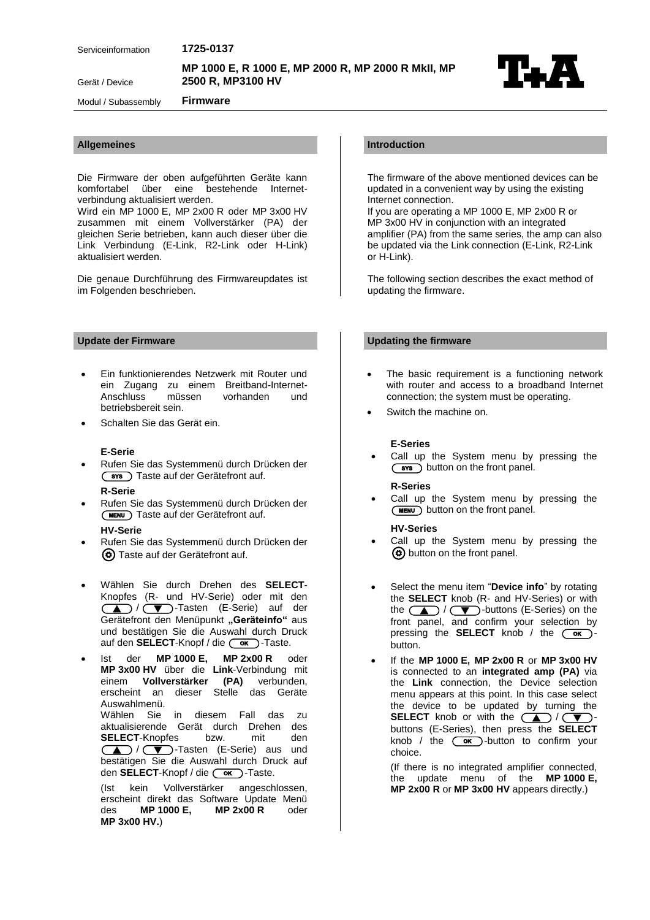| | |
|---|---|
| Serviceinformation | **1725-0137** |
| Gerät / Device | **MP 1000 E, R 1000 E, MP 2000 R, MP 2000 R MkII, MP 2500 R, MP3100 HV** |
| Modul / Subassembly | **Firmware** |

## Allgemeines

Die Firmware der oben aufgeführten Geräte kann komfortabel über eine bestehende Internet-verbindung aktualisiert werden.
Wird ein MP 1000 E, MP 2x00 R oder MP 3x00 HV zusammen mit einem Vollverstärker (PA) der gleichen Serie betrieben, kann auch dieser über die Link Verbindung (E-Link, R2-Link oder H-Link) aktualisiert werden.

Die genaue Durchführung des Firmwareupdates ist im Folgenden beschrieben.

## Update der Firmware

- Ein funktionierendes Netzwerk mit Router und ein Zugang zu einem Breitband-Internet-Anschluss müssen vorhanden und betriebsbereit sein.
- Schalten Sie das Gerät ein.

**E-Serie**

- Rufen Sie das Systemmenü durch Drücken der (SYS) Taste auf der Gerätefront auf.

**R-Serie**

- Rufen Sie das Systemmenü durch Drücken der (MENU) Taste auf der Gerätefront auf.

**HV-Serie**

- Rufen Sie das Systemmenü durch Drücken der (⚙) Taste auf der Gerätefront auf.

- Wählen Sie durch Drehen des **SELECT**-Knopfes (R- und HV-Serie) oder mit den (▲) / (▼)-Tasten (E-Serie) auf der Gerätefront den Menüpunkt **„Geräteinfo“** aus und bestätigen Sie die Auswahl durch Druck auf den **SELECT**-Knopf / die (OK)-Taste.
- Ist der **MP 1000 E, MP 2x00 R** oder **MP 3x00 HV** über die **Link**-Verbindung mit einem **Vollverstärker (PA)** verbunden, erscheint an dieser Stelle das Geräte Auswahlmenü.
  Wählen Sie in diesem Fall das zu aktualisierende Gerät durch Drehen des **SELECT**-Knopfes bzw. mit den (▲) / (▼)-Tasten (E-Serie) aus und bestätigen Sie die Auswahl durch Druck auf den **SELECT**-Knopf / die (OK)-Taste.

  (Ist kein Vollverstärker angeschlossen, erscheint direkt das Software Update Menü des **MP 1000 E, MP 2x00 R** oder **MP 3x00 HV.**)

## Introduction

The firmware of the above mentioned devices can be updated in a convenient way by using the existing Internet connection.
If you are operating a MP 1000 E, MP 2x00 R or MP 3x00 HV in conjunction with an integrated amplifier (PA) from the same series, the amp can also be updated via the Link connection (E-Link, R2-Link or H-Link).

The following section describes the exact method of updating the firmware.

## Updating the firmware

- The basic requirement is a functioning network with router and access to a broadband Internet connection; the system must be operating.
- Switch the machine on.

**E-Series**

- Call up the System menu by pressing the (SYS) button on the front panel.

**R-Series**

- Call up the System menu by pressing the (MENU) button on the front panel.

**HV-Series**

- Call up the System menu by pressing the (⚙) button on the front panel.

- Select the menu item “**Device info**” by rotating the **SELECT** knob (R- and HV-Series) or with the (▲) / (▼)-buttons (E-Series) on the front panel, and confirm your selection by pressing the **SELECT** knob / the (OK)-button.
- If the **MP 1000 E, MP 2x00 R** or **MP 3x00 HV** is connected to an **integrated amp (PA)** via the **Link** connection, the Device selection menu appears at this point. In this case select the device to be updated by turning the **SELECT** knob or with the (▲) / (▼)-buttons (E-Series), then press the **SELECT** knob / the (OK)-button to confirm your choice.

  (If there is no integrated amplifier connected, the update menu of the **MP 1000 E, MP 2x00 R** or **MP 3x00 HV** appears directly.)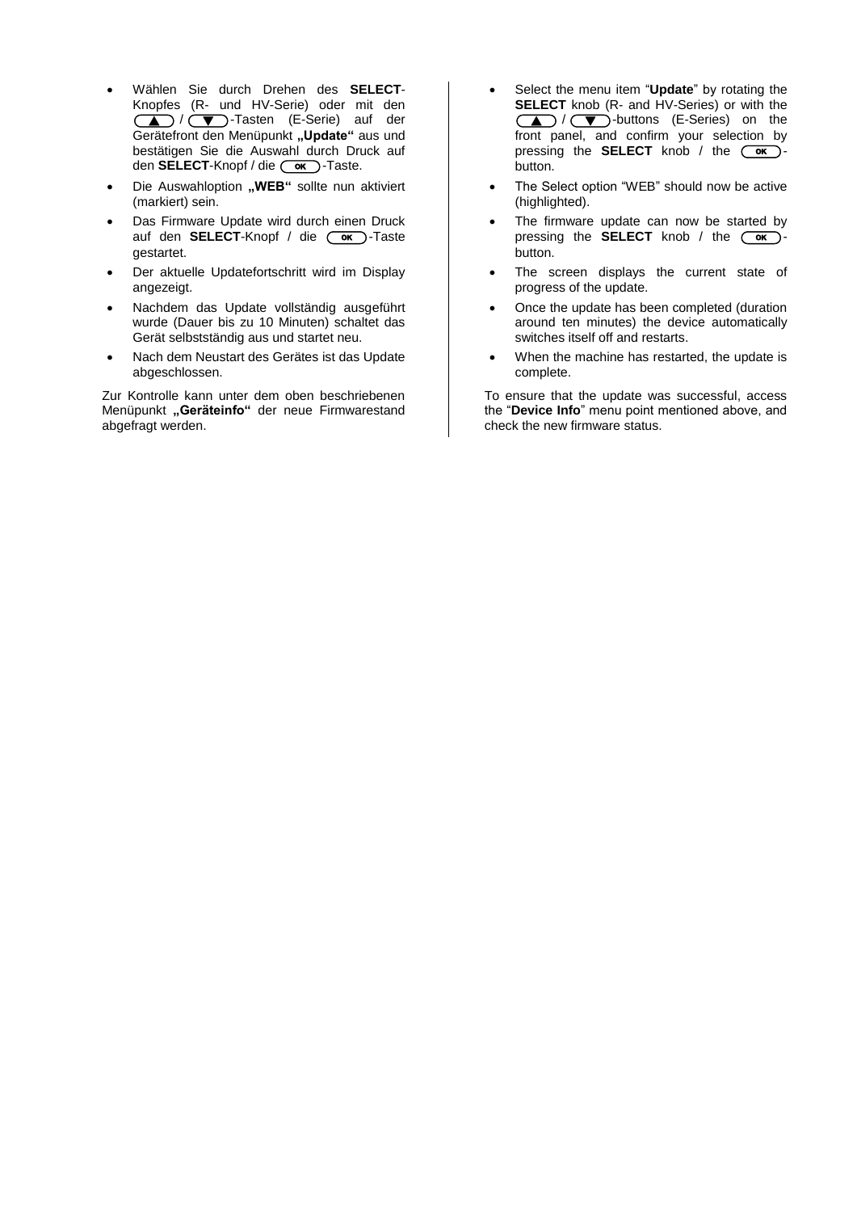- Wählen Sie durch Drehen des **SELECT**-Knopfes (R- und HV-Serie) oder mit den ▲ / ▼-Tasten (E-Serie) auf der Gerätefront den Menüpunkt **„Update“** aus und bestätigen Sie die Auswahl durch Druck auf den **SELECT**-Knopf / die OK-Taste.
- Die Auswahloption **„WEB“** sollte nun aktiviert (markiert) sein.
- Das Firmware Update wird durch einen Druck auf den **SELECT**-Knopf / die OK-Taste gestartet.
- Der aktuelle Updatefortschritt wird im Display angezeigt.
- Nachdem das Update vollständig ausgeführt wurde (Dauer bis zu 10 Minuten) schaltet das Gerät selbstständig aus und startet neu.
- Nach dem Neustart des Gerätes ist das Update abgeschlossen.

Zur Kontrolle kann unter dem oben beschriebenen Menüpunkt **„Geräteinfo“** der neue Firmwarestand abgefragt werden.

- Select the menu item “**Update**” by rotating the **SELECT** knob (R- and HV-Series) or with the ▲ / ▼-buttons (E-Series) on the front panel, and confirm your selection by pressing the **SELECT** knob / the OK-button.
- The Select option “WEB” should now be active (highlighted).
- The firmware update can now be started by pressing the **SELECT** knob / the OK-button.
- The screen displays the current state of progress of the update.
- Once the update has been completed (duration around ten minutes) the device automatically switches itself off and restarts.
- When the machine has restarted, the update is complete.

To ensure that the update was successful, access the “**Device Info**” menu point mentioned above, and check the new firmware status.